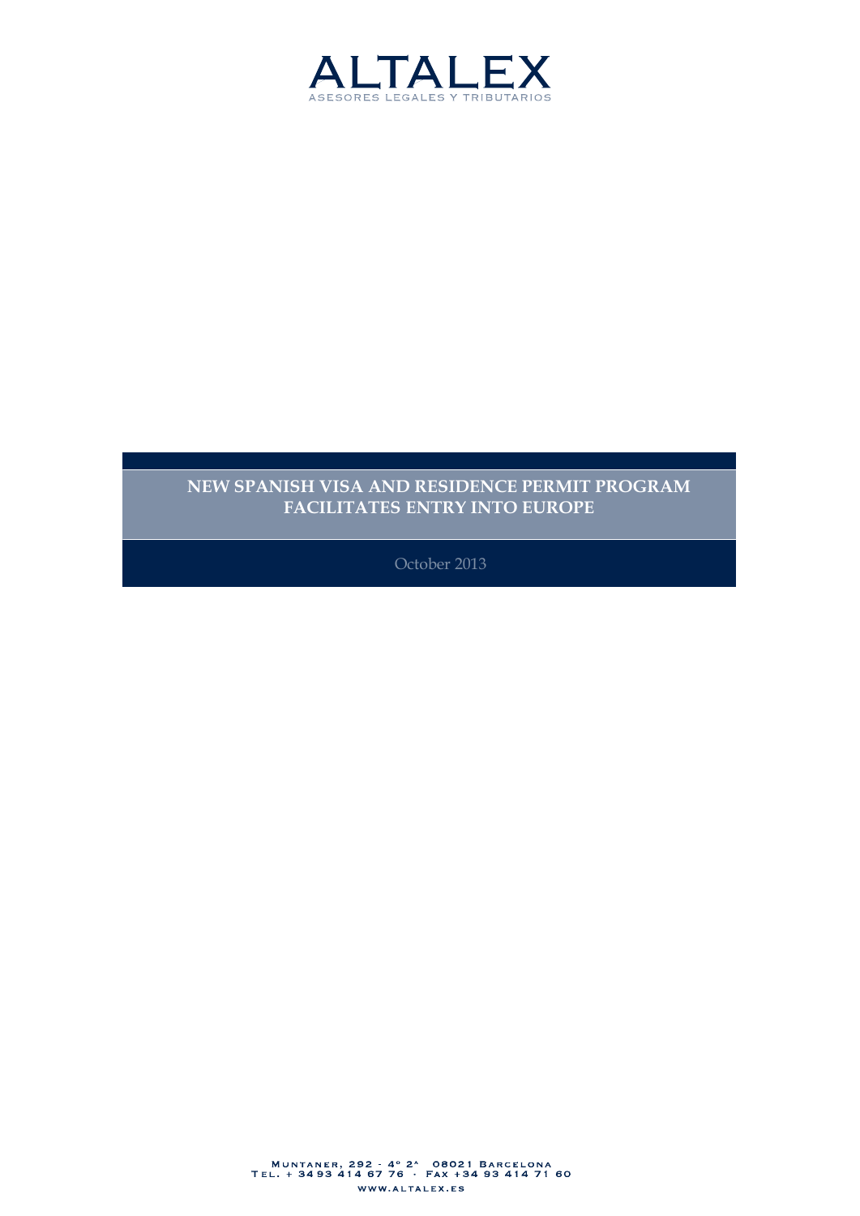ALTALEX

ASESORES LEGALES Y TRIBUTARIOS

# NEW SPANISH VISA AND RESIDENCE PERMIT PROGRAM FACILITATES ENTRY INTO EUROPE

October 2013

MUNTANER, 292 - 4º 2ª 08021 BARCELONA
TEL. + 34 93 414 67 76 · FAX +34 93 414 71 60

WWW.ALTALEX.ES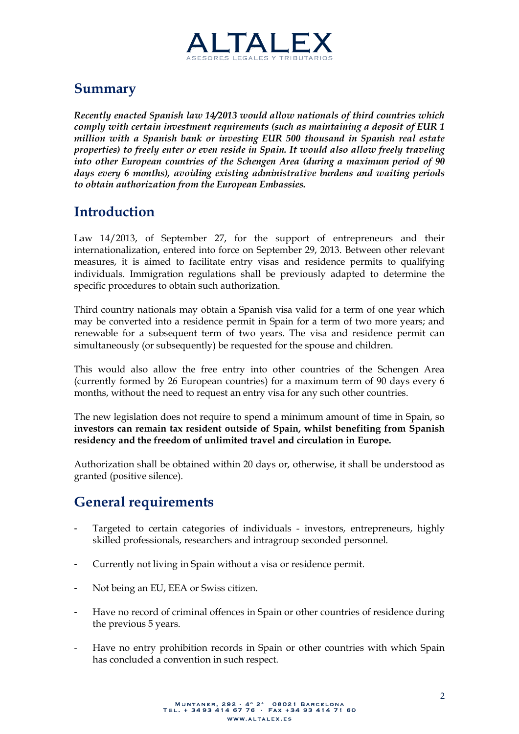## Summary

***Recently enacted Spanish law 14/2013 would allow nationals of third countries which comply with certain investment requirements (such as maintaining a deposit of EUR 1 million with a Spanish bank or investing EUR 500 thousand in Spanish real estate properties) to freely enter or even reside in Spain. It would also allow freely traveling into other European countries of the Schengen Area (during a maximum period of 90 days every 6 months), avoiding existing administrative burdens and waiting periods to obtain authorization from the European Embassies.***

## Introduction

Law 14/2013, of September 27, for the support of entrepreneurs and their internationalization, entered into force on September 29, 2013. Between other relevant measures, it is aimed to facilitate entry visas and residence permits to qualifying individuals. Immigration regulations shall be previously adapted to determine the specific procedures to obtain such authorization.

Third country nationals may obtain a Spanish visa valid for a term of one year which may be converted into a residence permit in Spain for a term of two more years; and renewable for a subsequent term of two years. The visa and residence permit can simultaneously (or subsequently) be requested for the spouse and children.

This would also allow the free entry into other countries of the Schengen Area (currently formed by 26 European countries) for a maximum term of 90 days every 6 months, without the need to request an entry visa for any such other countries.

The new legislation does not require to spend a minimum amount of time in Spain, so **investors can remain tax resident outside of Spain, whilst benefiting from Spanish residency and the freedom of unlimited travel and circulation in Europe.**

Authorization shall be obtained within 20 days or, otherwise, it shall be understood as granted (positive silence).

## General requirements

- Targeted to certain categories of individuals - investors, entrepreneurs, highly skilled professionals, researchers and intragroup seconded personnel.
- Currently not living in Spain without a visa or residence permit.
- Not being an EU, EEA or Swiss citizen.
- Have no record of criminal offences in Spain or other countries of residence during the previous 5 years.
- Have no entry prohibition records in Spain or other countries with which Spain has concluded a convention in such respect.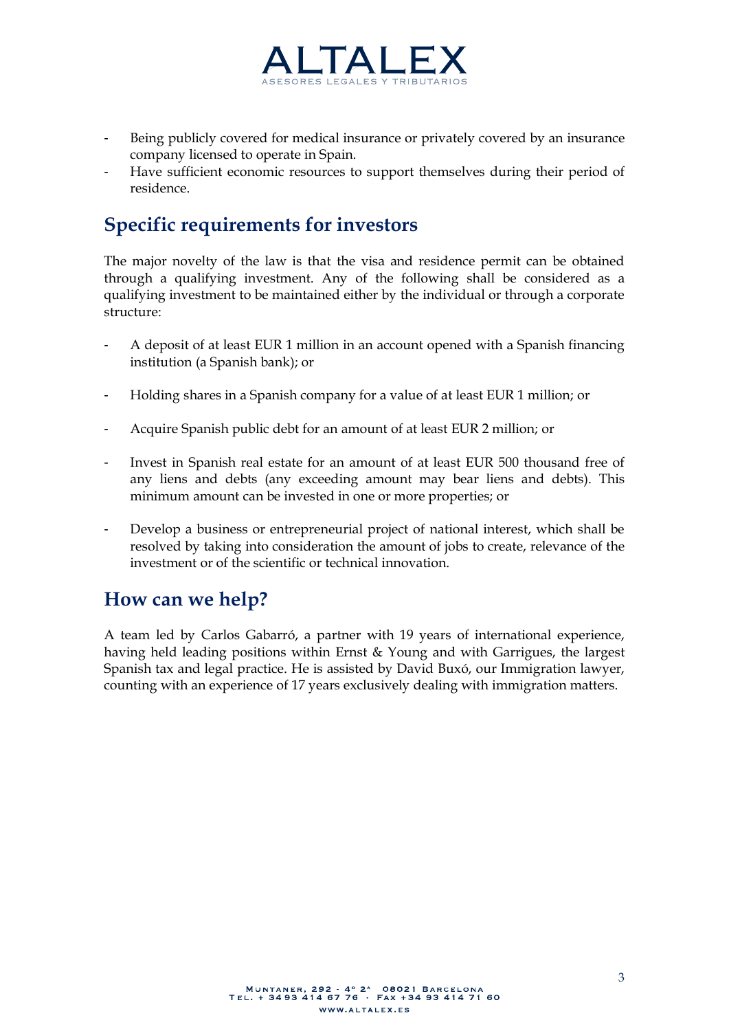- Being publicly covered for medical insurance or privately covered by an insurance company licensed to operate in Spain.
- Have sufficient economic resources to support themselves during their period of residence.

## Specific requirements for investors

The major novelty of the law is that the visa and residence permit can be obtained through a qualifying investment. Any of the following shall be considered as a qualifying investment to be maintained either by the individual or through a corporate structure:

- A deposit of at least EUR 1 million in an account opened with a Spanish financing institution (a Spanish bank); or
- Holding shares in a Spanish company for a value of at least EUR 1 million; or
- Acquire Spanish public debt for an amount of at least EUR 2 million; or
- Invest in Spanish real estate for an amount of at least EUR 500 thousand free of any liens and debts (any exceeding amount may bear liens and debts). This minimum amount can be invested in one or more properties; or
- Develop a business or entrepreneurial project of national interest, which shall be resolved by taking into consideration the amount of jobs to create, relevance of the investment or of the scientific or technical innovation.

## How can we help?

A team led by Carlos Gabarró, a partner with 19 years of international experience, having held leading positions within Ernst & Young and with Garrigues, the largest Spanish tax and legal practice. He is assisted by David Buxó, our Immigration lawyer, counting with an experience of 17 years exclusively dealing with immigration matters.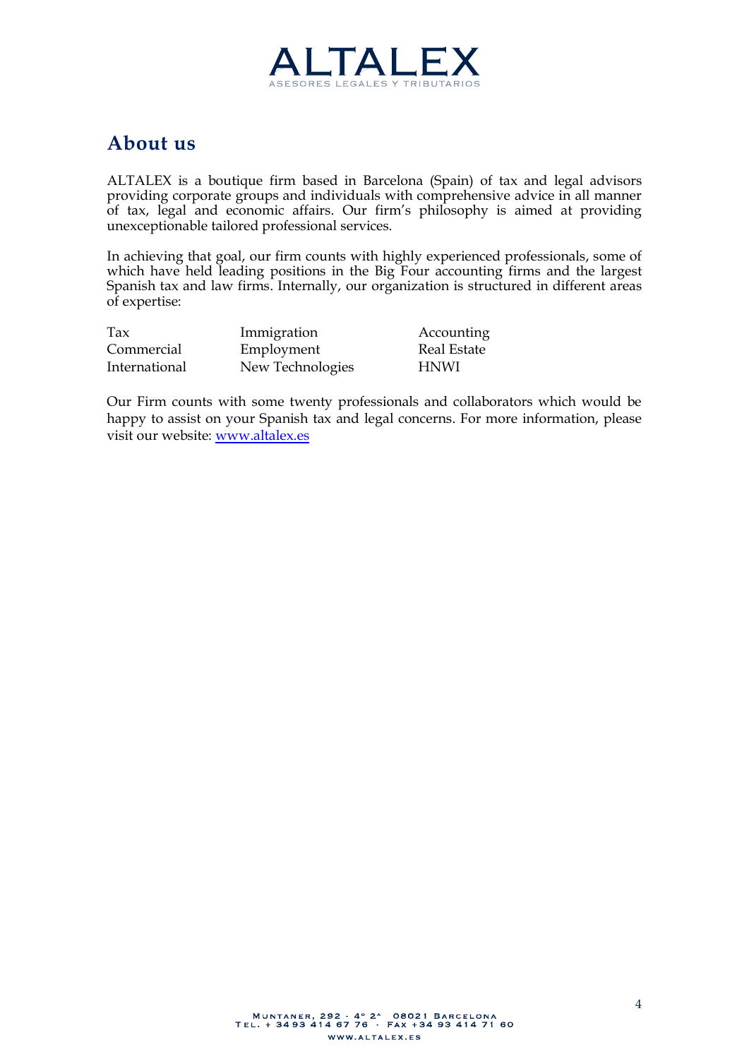# About us

ALTALEX is a boutique firm based in Barcelona (Spain) of tax and legal advisors providing corporate groups and individuals with comprehensive advice in all manner of tax, legal and economic affairs. Our firm's philosophy is aimed at providing unexceptionable tailored professional services.

In achieving that goal, our firm counts with highly experienced professionals, some of which have held leading positions in the Big Four accounting firms and the largest Spanish tax and law firms. Internally, our organization is structured in different areas of expertise:

| | | |
|---|---|---|
| Tax | Immigration | Accounting |
| Commercial | Employment | Real Estate |
| International | New Technologies | HNWI |

Our Firm counts with some twenty professionals and collaborators which would be happy to assist on your Spanish tax and legal concerns. For more information, please visit our website: www.altalex.es